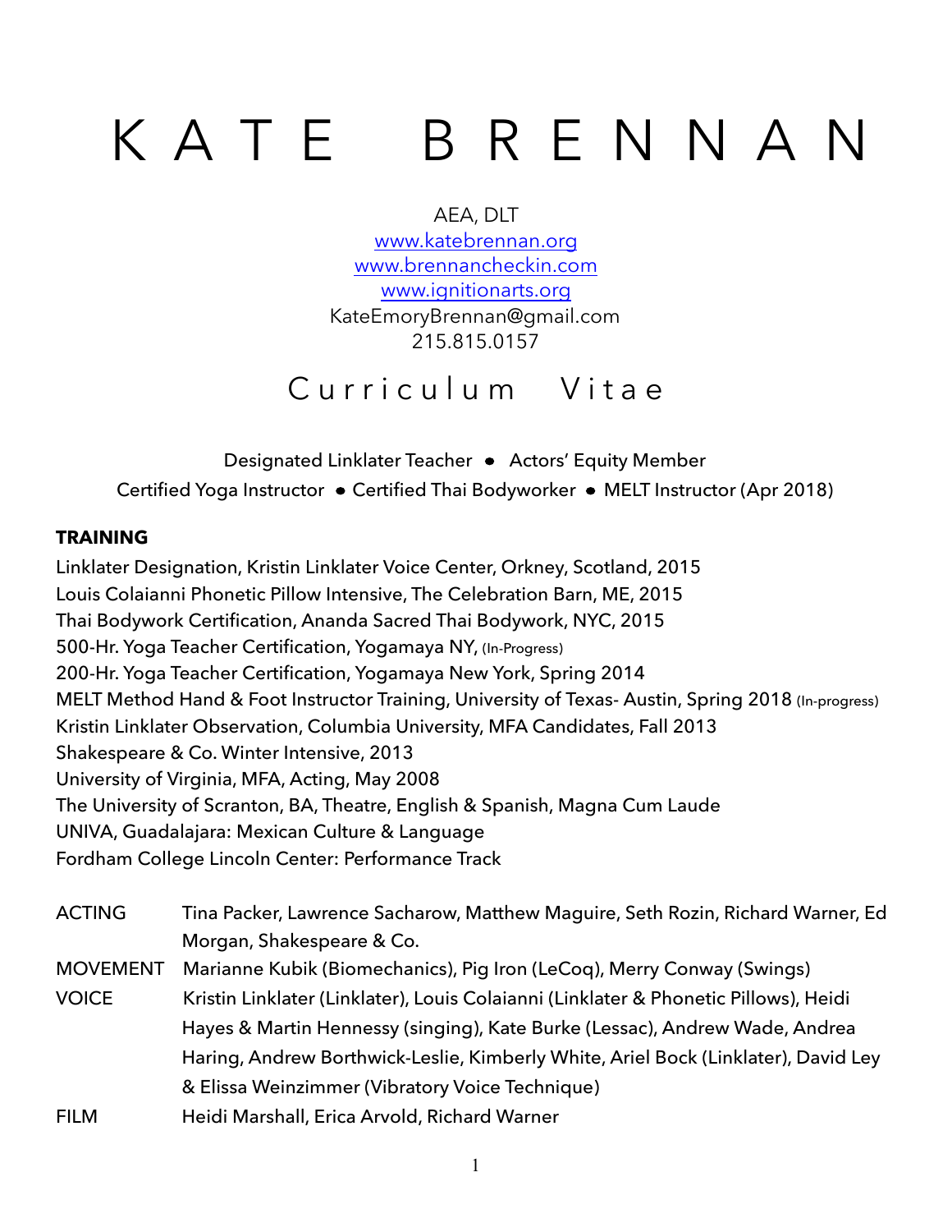# K A T E B R E N N A N

AEA, DLT
[www.katebrennan.org](http://www.katebrennan.org)
[www.brennancheckin.com](http://www.brennancheckin.com)
[www.ignitionarts.org](http://www.ignitionarts.org)
KateEmoryBrennan@gmail.com
215.815.0157

## C u r r i c u l u m V i t a e

Designated Linklater Teacher • Actors' Equity Member
Certified Yoga Instructor • Certified Thai Bodyworker • MELT Instructor (Apr 2018)

**TRAINING**

Linklater Designation, Kristin Linklater Voice Center, Orkney, Scotland, 2015
Louis Colaianni Phonetic Pillow Intensive, The Celebration Barn, ME, 2015
Thai Bodywork Certification, Ananda Sacred Thai Bodywork, NYC, 2015
500-Hr. Yoga Teacher Certification, Yogamaya NY, (In-Progress)
200-Hr. Yoga Teacher Certification, Yogamaya New York, Spring 2014
MELT Method Hand & Foot Instructor Training, University of Texas- Austin, Spring 2018 (In-progress)
Kristin Linklater Observation, Columbia University, MFA Candidates, Fall 2013
Shakespeare & Co. Winter Intensive, 2013
University of Virginia, MFA, Acting, May 2008
The University of Scranton, BA, Theatre, English & Spanish, Magna Cum Laude
UNIVA, Guadalajara: Mexican Culture & Language
Fordham College Lincoln Center: Performance Track

| | |
|---|---|
| ACTING | Tina Packer, Lawrence Sacharow, Matthew Maguire, Seth Rozin, Richard Warner, Ed Morgan, Shakespeare & Co. |
| MOVEMENT | Marianne Kubik (Biomechanics), Pig Iron (LeCoq), Merry Conway (Swings) |
| VOICE | Kristin Linklater (Linklater), Louis Colaianni (Linklater & Phonetic Pillows), Heidi Hayes & Martin Hennessy (singing), Kate Burke (Lessac), Andrew Wade, Andrea Haring, Andrew Borthwick-Leslie, Kimberly White, Ariel Bock (Linklater), David Ley & Elissa Weinzimmer (Vibratory Voice Technique) |
| FILM | Heidi Marshall, Erica Arvold, Richard Warner |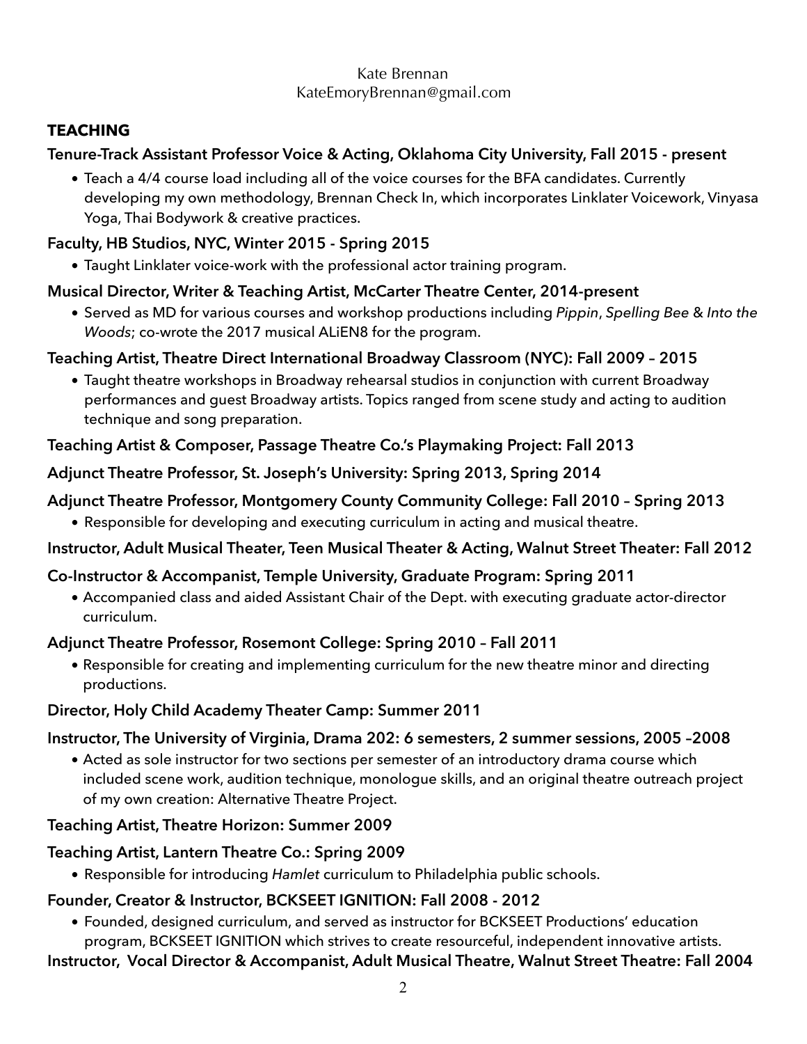Kate Brennan
KateEmoryBrennan@gmail.com

## TEACHING

**Tenure-Track Assistant Professor Voice & Acting, Oklahoma City University, Fall 2015 - present**

- Teach a 4/4 course load including all of the voice courses for the BFA candidates. Currently developing my own methodology, Brennan Check In, which incorporates Linklater Voicework, Vinyasa Yoga, Thai Bodywork & creative practices.

**Faculty, HB Studios, NYC, Winter 2015 - Spring 2015**

- Taught Linklater voice-work with the professional actor training program.

**Musical Director, Writer & Teaching Artist, McCarter Theatre Center, 2014-present**

- Served as MD for various courses and workshop productions including *Pippin*, *Spelling Bee* & *Into the Woods*; co-wrote the 2017 musical ALiEN8 for the program.

**Teaching Artist, Theatre Direct International Broadway Classroom (NYC): Fall 2009 – 2015**

- Taught theatre workshops in Broadway rehearsal studios in conjunction with current Broadway performances and guest Broadway artists. Topics ranged from scene study and acting to audition technique and song preparation.

**Teaching Artist & Composer, Passage Theatre Co.'s Playmaking Project: Fall 2013**

**Adjunct Theatre Professor, St. Joseph's University: Spring 2013, Spring 2014**

**Adjunct Theatre Professor, Montgomery County Community College: Fall 2010 – Spring 2013**

- Responsible for developing and executing curriculum in acting and musical theatre.

**Instructor, Adult Musical Theater, Teen Musical Theater & Acting, Walnut Street Theater: Fall 2012**

**Co-Instructor & Accompanist, Temple University, Graduate Program: Spring 2011**

- Accompanied class and aided Assistant Chair of the Dept. with executing graduate actor-director curriculum.

**Adjunct Theatre Professor, Rosemont College: Spring 2010 – Fall 2011**

- Responsible for creating and implementing curriculum for the new theatre minor and directing productions.

**Director, Holy Child Academy Theater Camp: Summer 2011**

**Instructor, The University of Virginia, Drama 202: 6 semesters, 2 summer sessions, 2005 –2008**

- Acted as sole instructor for two sections per semester of an introductory drama course which included scene work, audition technique, monologue skills, and an original theatre outreach project of my own creation: Alternative Theatre Project.

**Teaching Artist, Theatre Horizon: Summer 2009**

**Teaching Artist, Lantern Theatre Co.: Spring 2009**

- Responsible for introducing *Hamlet* curriculum to Philadelphia public schools.

**Founder, Creator & Instructor, BCKSEET IGNITION: Fall 2008 - 2012**

- Founded, designed curriculum, and served as instructor for BCKSEET Productions' education program, BCKSEET IGNITION which strives to create resourceful, independent innovative artists.

**Instructor, Vocal Director & Accompanist, Adult Musical Theatre, Walnut Street Theatre: Fall 2004**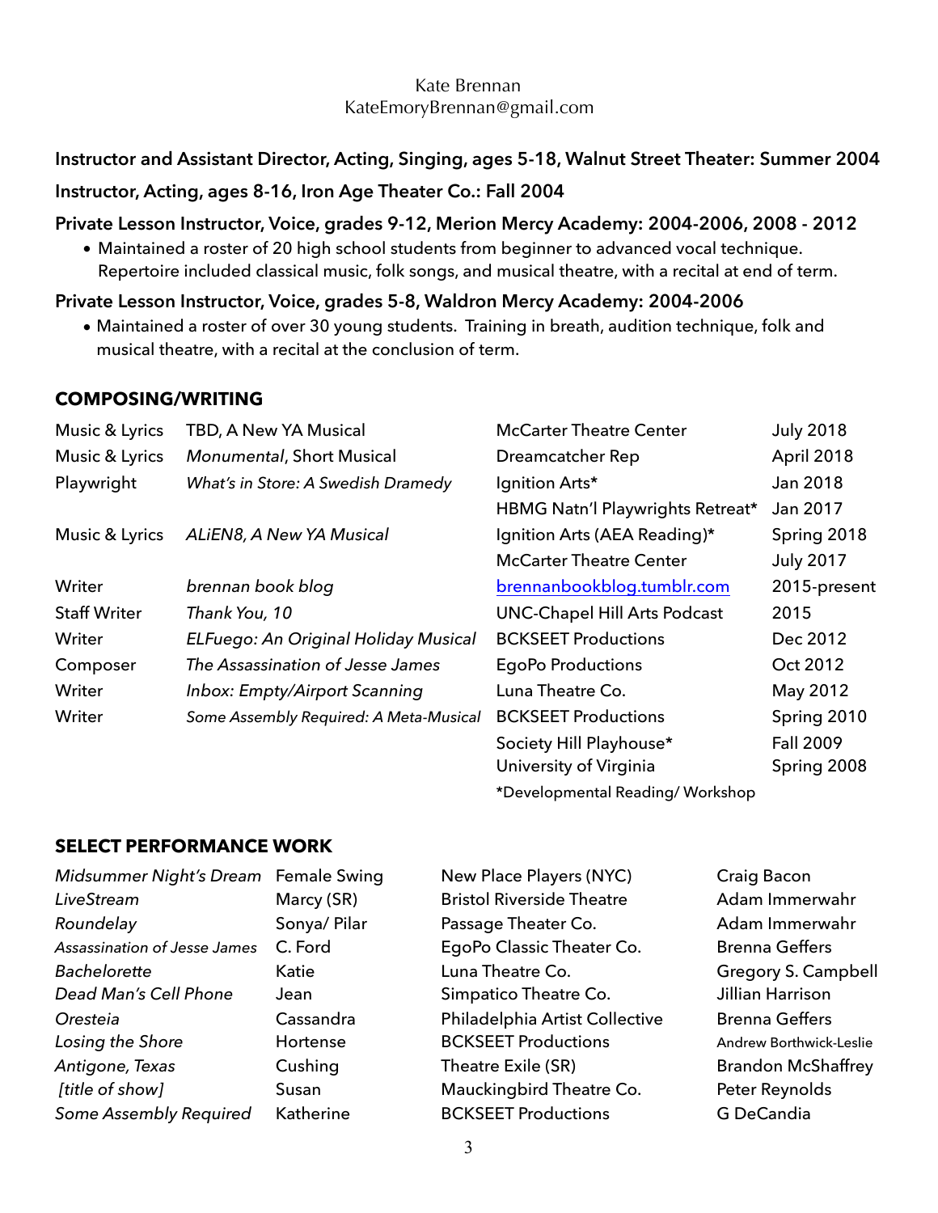Kate Brennan
KateEmoryBrennan@gmail.com

**Instructor and Assistant Director, Acting, Singing, ages 5-18, Walnut Street Theater: Summer 2004**

**Instructor, Acting, ages 8-16, Iron Age Theater Co.: Fall 2004**

**Private Lesson Instructor, Voice, grades 9-12, Merion Mercy Academy: 2004-2006, 2008 - 2012**

- Maintained a roster of 20 high school students from beginner to advanced vocal technique. Repertoire included classical music, folk songs, and musical theatre, with a recital at end of term.

**Private Lesson Instructor, Voice, grades 5-8, Waldron Mercy Academy: 2004-2006**

- Maintained a roster of over 30 young students. Training in breath, audition technique, folk and musical theatre, with a recital at the conclusion of term.

## COMPOSING/WRITING

| | | | |
|---|---|---|---|
| Music & Lyrics | TBD, A New YA Musical | McCarter Theatre Center | July 2018 |
| Music & Lyrics | *Monumental*, Short Musical | Dreamcatcher Rep | April 2018 |
| Playwright | *What's in Store: A Swedish Dramedy* | Ignition Arts* | Jan 2018 |
| | | HBMG Natn'l Playwrights Retreat* | Jan 2017 |
| Music & Lyrics | *ALiEN8, A New YA Musical* | Ignition Arts (AEA Reading)* | Spring 2018 |
| | | McCarter Theatre Center | July 2017 |
| Writer | *brennan book blog* | brennanbookblog.tumblr.com | 2015-present |
| Staff Writer | *Thank You, 10* | UNC-Chapel Hill Arts Podcast | 2015 |
| Writer | *ELFuego: An Original Holiday Musical* | BCKSEET Productions | Dec 2012 |
| Composer | *The Assassination of Jesse James* | EgoPo Productions | Oct 2012 |
| Writer | *Inbox: Empty/Airport Scanning* | Luna Theatre Co. | May 2012 |
| Writer | *Some Assembly Required: A Meta-Musical* | BCKSEET Productions | Spring 2010 |
| | | Society Hill Playhouse* | Fall 2009 |
| | | University of Virginia | Spring 2008 |

*Developmental Reading/ Workshop

## SELECT PERFORMANCE WORK

| | | | |
|---|---|---|---|
| *Midsummer Night's Dream* | Female Swing | New Place Players (NYC) | Craig Bacon |
| *LiveStream* | Marcy (SR) | Bristol Riverside Theatre | Adam Immerwahr |
| *Roundelay* | Sonya/ Pilar | Passage Theater Co. | Adam Immerwahr |
| *Assassination of Jesse James* | C. Ford | EgoPo Classic Theater Co. | Brenna Geffers |
| *Bachelorette* | Katie | Luna Theatre Co. | Gregory S. Campbell |
| *Dead Man's Cell Phone* | Jean | Simpatico Theatre Co. | Jillian Harrison |
| *Oresteia* | Cassandra | Philadelphia Artist Collective | Brenna Geffers |
| *Losing the Shore* | Hortense | BCKSEET Productions | Andrew Borthwick-Leslie |
| *Antigone, Texas* | Cushing | Theatre Exile (SR) | Brandon McShaffrey |
| *[title of show]* | Susan | Mauckingbird Theatre Co. | Peter Reynolds |
| *Some Assembly Required* | Katherine | BCKSEET Productions | G DeCandia |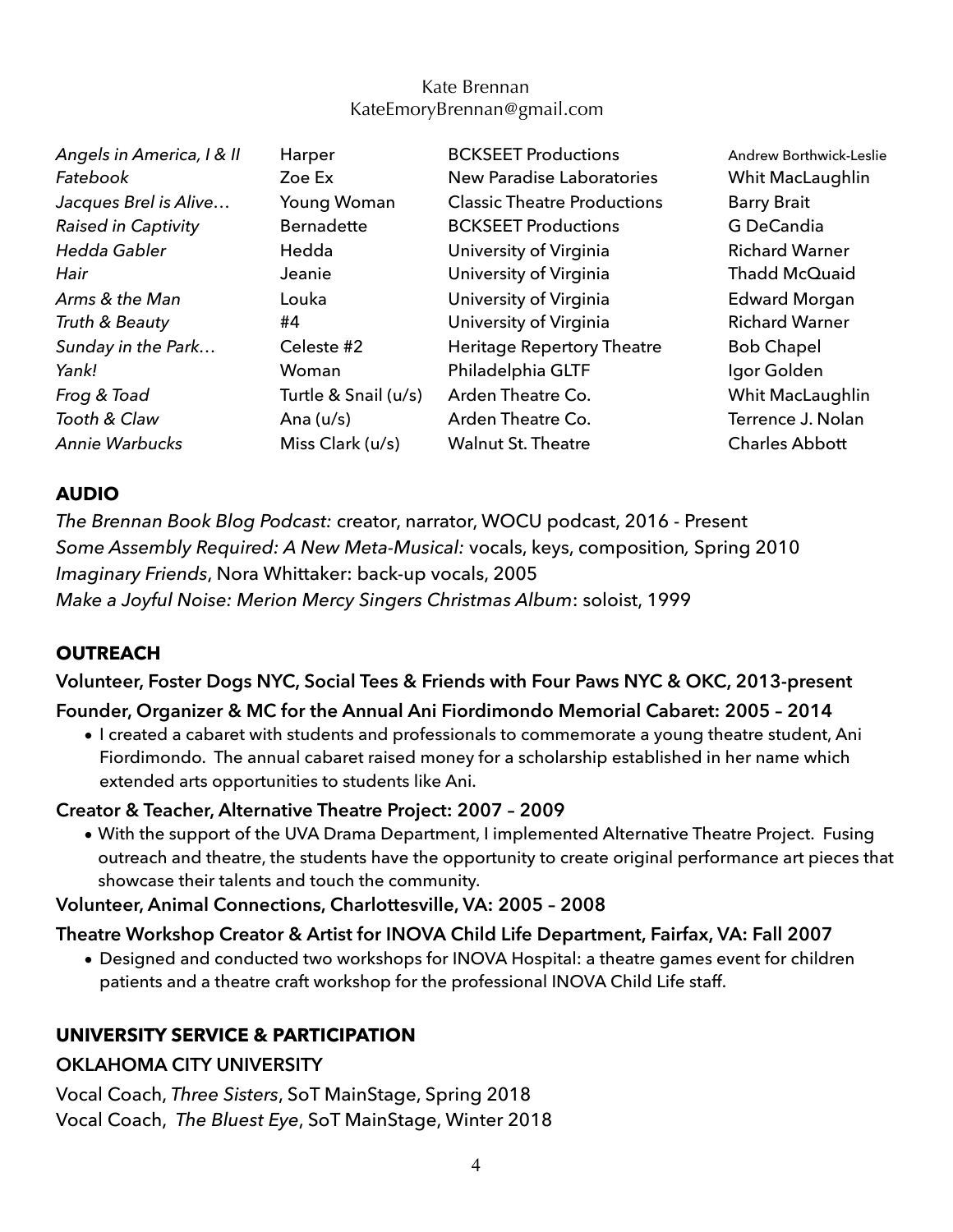Kate Brennan
KateEmoryBrennan@gmail.com

| | | | |
|---|---|---|---|
| *Angels in America, I & II* | Harper | BCKSEET Productions | Andrew Borthwick-Leslie |
| *Fatebook* | Zoe Ex | New Paradise Laboratories | Whit MacLaughlin |
| *Jacques Brel is Alive…* | Young Woman | Classic Theatre Productions | Barry Brait |
| *Raised in Captivity* | Bernadette | BCKSEET Productions | G DeCandia |
| *Hedda Gabler* | Hedda | University of Virginia | Richard Warner |
| *Hair* | Jeanie | University of Virginia | Thadd McQuaid |
| *Arms & the Man* | Louka | University of Virginia | Edward Morgan |
| *Truth & Beauty* | #4 | University of Virginia | Richard Warner |
| *Sunday in the Park…* | Celeste #2 | Heritage Repertory Theatre | Bob Chapel |
| *Yank!* | Woman | Philadelphia GLTF | Igor Golden |
| *Frog & Toad* | Turtle & Snail (u/s) | Arden Theatre Co. | Whit MacLaughlin |
| *Tooth & Claw* | Ana (u/s) | Arden Theatre Co. | Terrence J. Nolan |
| *Annie Warbucks* | Miss Clark (u/s) | Walnut St. Theatre | Charles Abbott |

## AUDIO

*The Brennan Book Blog Podcast:* creator, narrator, WOCU podcast, 2016 - Present
*Some Assembly Required: A New Meta-Musical:* vocals, keys, composition*,* Spring 2010
*Imaginary Friends*, Nora Whittaker: back-up vocals, 2005
*Make a Joyful Noise: Merion Mercy Singers Christmas Album*: soloist, 1999

## OUTREACH

**Volunteer, Foster Dogs NYC, Social Tees & Friends with Four Paws NYC & OKC, 2013-present**

**Founder, Organizer & MC for the Annual Ani Fiordimondo Memorial Cabaret: 2005 – 2014**

- I created a cabaret with students and professionals to commemorate a young theatre student, Ani Fiordimondo. The annual cabaret raised money for a scholarship established in her name which extended arts opportunities to students like Ani.

**Creator & Teacher, Alternative Theatre Project: 2007 – 2009**

- With the support of the UVA Drama Department, I implemented Alternative Theatre Project. Fusing outreach and theatre, the students have the opportunity to create original performance art pieces that showcase their talents and touch the community.

**Volunteer, Animal Connections, Charlottesville, VA: 2005 – 2008**

**Theatre Workshop Creator & Artist for INOVA Child Life Department, Fairfax, VA: Fall 2007**

- Designed and conducted two workshops for INOVA Hospital: a theatre games event for children patients and a theatre craft workshop for the professional INOVA Child Life staff.

## UNIVERSITY SERVICE & PARTICIPATION

### OKLAHOMA CITY UNIVERSITY

Vocal Coach, *Three Sisters*, SoT MainStage, Spring 2018
Vocal Coach, *The Bluest Eye*, SoT MainStage, Winter 2018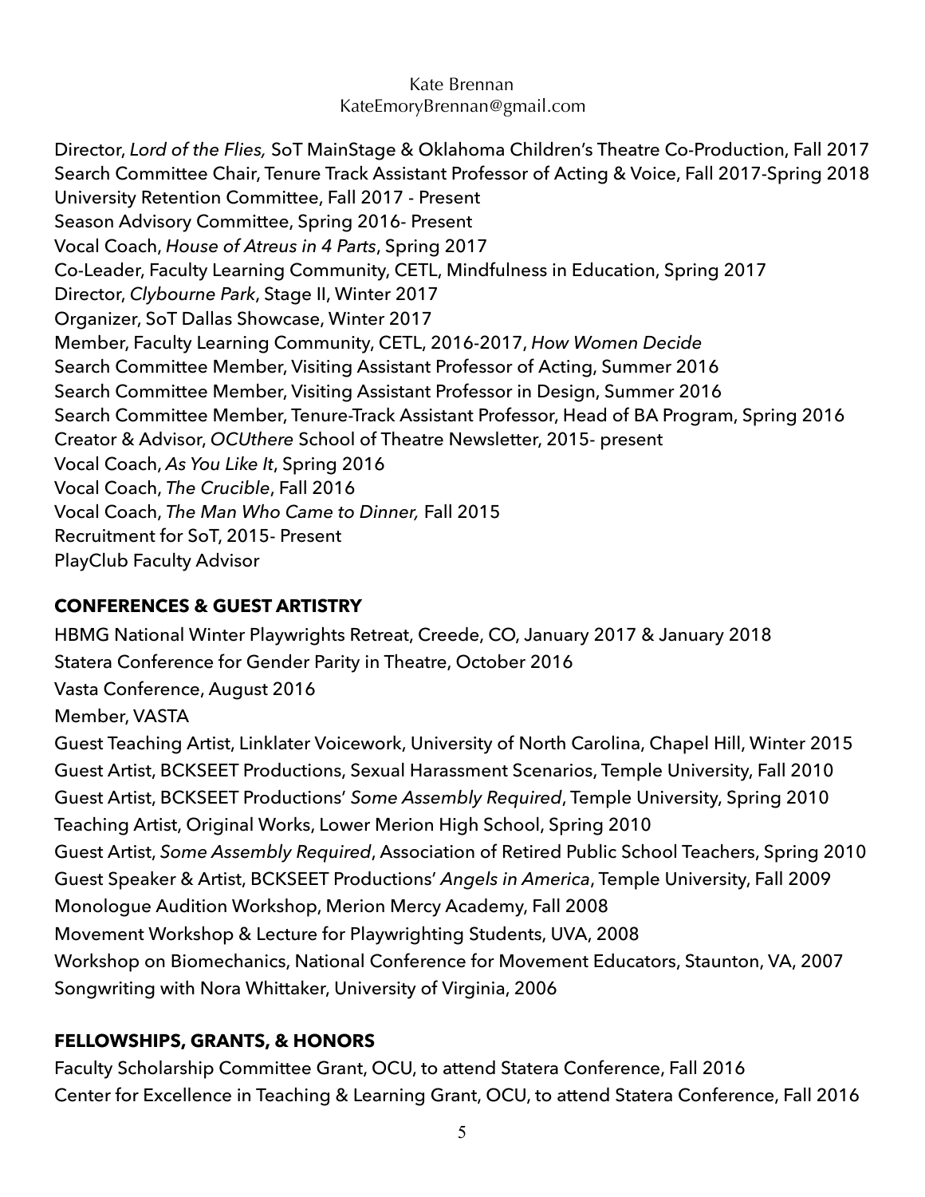Director, *Lord of the Flies,* SoT MainStage & Oklahoma Children's Theatre Co-Production, Fall 2017
Search Committee Chair, Tenure Track Assistant Professor of Acting & Voice, Fall 2017-Spring 2018
University Retention Committee, Fall 2017 - Present
Season Advisory Committee, Spring 2016- Present
Vocal Coach, *House of Atreus in 4 Parts*, Spring 2017
Co-Leader, Faculty Learning Community, CETL, Mindfulness in Education, Spring 2017
Director, *Clybourne Park*, Stage II, Winter 2017
Organizer, SoT Dallas Showcase, Winter 2017
Member, Faculty Learning Community, CETL, 2016-2017, *How Women Decide*
Search Committee Member, Visiting Assistant Professor of Acting, Summer 2016
Search Committee Member, Visiting Assistant Professor in Design, Summer 2016
Search Committee Member, Tenure-Track Assistant Professor, Head of BA Program, Spring 2016
Creator & Advisor, *OCUthere* School of Theatre Newsletter, 2015- present
Vocal Coach, *As You Like It*, Spring 2016
Vocal Coach, *The Crucible*, Fall 2016
Vocal Coach, *The Man Who Came to Dinner,* Fall 2015
Recruitment for SoT, 2015- Present
PlayClub Faculty Advisor

## CONFERENCES & GUEST ARTISTRY

HBMG National Winter Playwrights Retreat, Creede, CO, January 2017 & January 2018
Statera Conference for Gender Parity in Theatre, October 2016
Vasta Conference, August 2016
Member, VASTA
Guest Teaching Artist, Linklater Voicework, University of North Carolina, Chapel Hill, Winter 2015
Guest Artist, BCKSEET Productions, Sexual Harassment Scenarios, Temple University, Fall 2010
Guest Artist, BCKSEET Productions' *Some Assembly Required*, Temple University, Spring 2010
Teaching Artist, Original Works, Lower Merion High School, Spring 2010
Guest Artist, *Some Assembly Required*, Association of Retired Public School Teachers, Spring 2010
Guest Speaker & Artist, BCKSEET Productions' *Angels in America*, Temple University, Fall 2009
Monologue Audition Workshop, Merion Mercy Academy, Fall 2008
Movement Workshop & Lecture for Playwrighting Students, UVA, 2008
Workshop on Biomechanics, National Conference for Movement Educators, Staunton, VA, 2007
Songwriting with Nora Whittaker, University of Virginia, 2006

## FELLOWSHIPS, GRANTS, & HONORS

Faculty Scholarship Committee Grant, OCU, to attend Statera Conference, Fall 2016
Center for Excellence in Teaching & Learning Grant, OCU, to attend Statera Conference, Fall 2016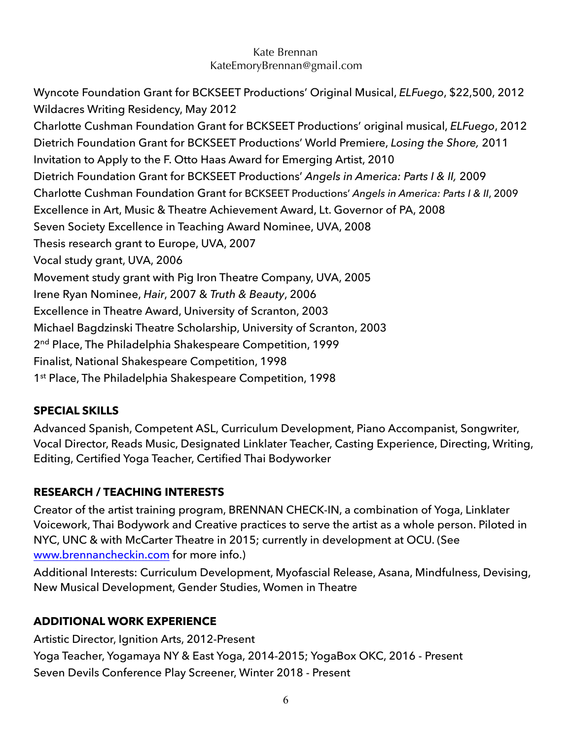Kate Brennan
KateEmoryBrennan@gmail.com

Wyncote Foundation Grant for BCKSEET Productions' Original Musical, *ELFuego*, $22,500, 2012
Wildacres Writing Residency, May 2012
Charlotte Cushman Foundation Grant for BCKSEET Productions' original musical, *ELFuego*, 2012
Dietrich Foundation Grant for BCKSEET Productions' World Premiere, *Losing the Shore,* 2011
Invitation to Apply to the F. Otto Haas Award for Emerging Artist, 2010
Dietrich Foundation Grant for BCKSEET Productions' *Angels in America: Parts I & II,* 2009
Charlotte Cushman Foundation Grant for BCKSEET Productions' *Angels in America: Parts I & II*, 2009
Excellence in Art, Music & Theatre Achievement Award, Lt. Governor of PA, 2008
Seven Society Excellence in Teaching Award Nominee, UVA, 2008
Thesis research grant to Europe, UVA, 2007
Vocal study grant, UVA, 2006
Movement study grant with Pig Iron Theatre Company, UVA, 2005
Irene Ryan Nominee, *Hair*, 2007 & *Truth & Beauty*, 2006
Excellence in Theatre Award, University of Scranton, 2003
Michael Bagdzinski Theatre Scholarship, University of Scranton, 2003
2nd Place, The Philadelphia Shakespeare Competition, 1999
Finalist, National Shakespeare Competition, 1998
1st Place, The Philadelphia Shakespeare Competition, 1998

## SPECIAL SKILLS

Advanced Spanish, Competent ASL, Curriculum Development, Piano Accompanist, Songwriter, Vocal Director, Reads Music, Designated Linklater Teacher, Casting Experience, Directing, Writing, Editing, Certified Yoga Teacher, Certified Thai Bodyworker

## RESEARCH / TEACHING INTERESTS

Creator of the artist training program, BRENNAN CHECK-IN, a combination of Yoga, Linklater Voicework, Thai Bodywork and Creative practices to serve the artist as a whole person. Piloted in NYC, UNC & with McCarter Theatre in 2015; currently in development at OCU. (See www.brennancheckin.com for more info.)

Additional Interests: Curriculum Development, Myofascial Release, Asana, Mindfulness, Devising, New Musical Development, Gender Studies, Women in Theatre

## ADDITIONAL WORK EXPERIENCE

Artistic Director, Ignition Arts, 2012-Present
Yoga Teacher, Yogamaya NY & East Yoga, 2014-2015; YogaBox OKC, 2016 - Present
Seven Devils Conference Play Screener, Winter 2018 - Present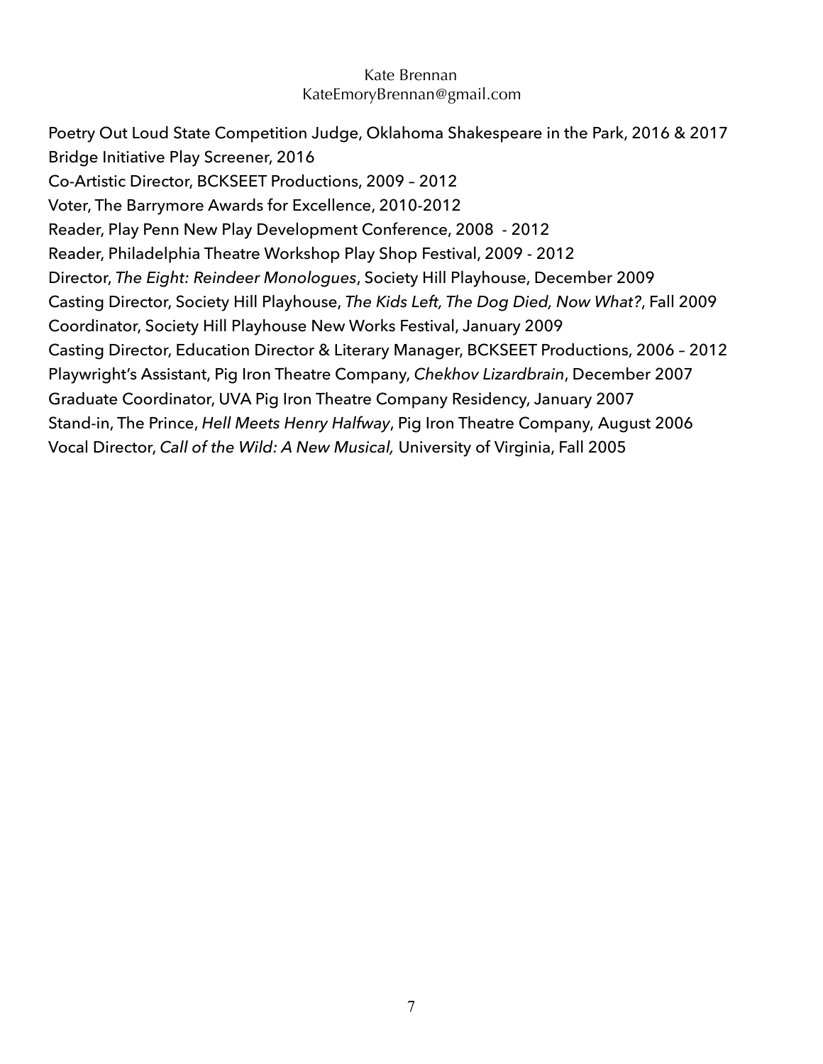Kate Brennan
KateEmoryBrennan@gmail.com

Poetry Out Loud State Competition Judge, Oklahoma Shakespeare in the Park, 2016 & 2017
Bridge Initiative Play Screener, 2016
Co-Artistic Director, BCKSEET Productions, 2009 – 2012
Voter, The Barrymore Awards for Excellence, 2010-2012
Reader, Play Penn New Play Development Conference, 2008 - 2012
Reader, Philadelphia Theatre Workshop Play Shop Festival, 2009 - 2012
Director, *The Eight: Reindeer Monologues*, Society Hill Playhouse, December 2009
Casting Director, Society Hill Playhouse, *The Kids Left, The Dog Died, Now What?*, Fall 2009
Coordinator, Society Hill Playhouse New Works Festival, January 2009
Casting Director, Education Director & Literary Manager, BCKSEET Productions, 2006 – 2012
Playwright's Assistant, Pig Iron Theatre Company, *Chekhov Lizardbrain*, December 2007
Graduate Coordinator, UVA Pig Iron Theatre Company Residency, January 2007
Stand-in, The Prince, *Hell Meets Henry Halfway*, Pig Iron Theatre Company, August 2006
Vocal Director, *Call of the Wild: A New Musical,* University of Virginia, Fall 2005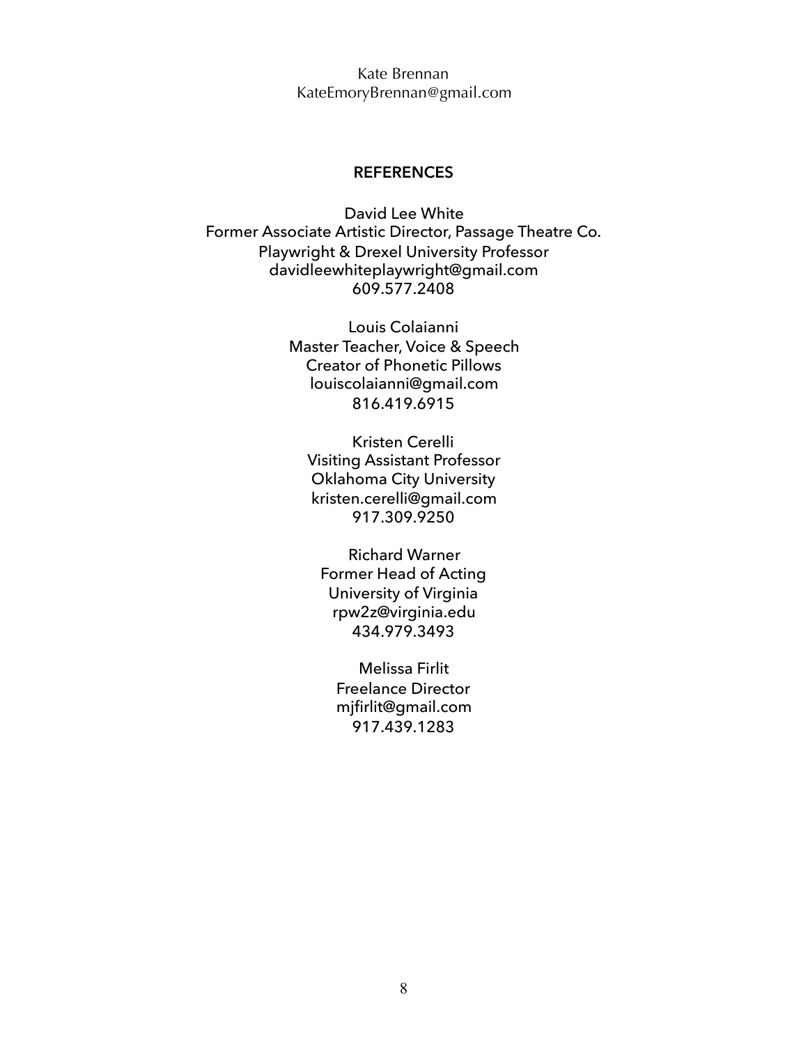Kate Brennan
KateEmoryBrennan@gmail.com

## REFERENCES

David Lee White
Former Associate Artistic Director, Passage Theatre Co.
Playwright & Drexel University Professor
davidleewhiteplaywright@gmail.com
609.577.2408

Louis Colaianni
Master Teacher, Voice & Speech
Creator of Phonetic Pillows
louiscolaianni@gmail.com
816.419.6915

Kristen Cerelli
Visiting Assistant Professor
Oklahoma City University
kristen.cerelli@gmail.com
917.309.9250

Richard Warner
Former Head of Acting
University of Virginia
rpw2z@virginia.edu
434.979.3493

Melissa Firlit
Freelance Director
mjfirlit@gmail.com
917.439.1283